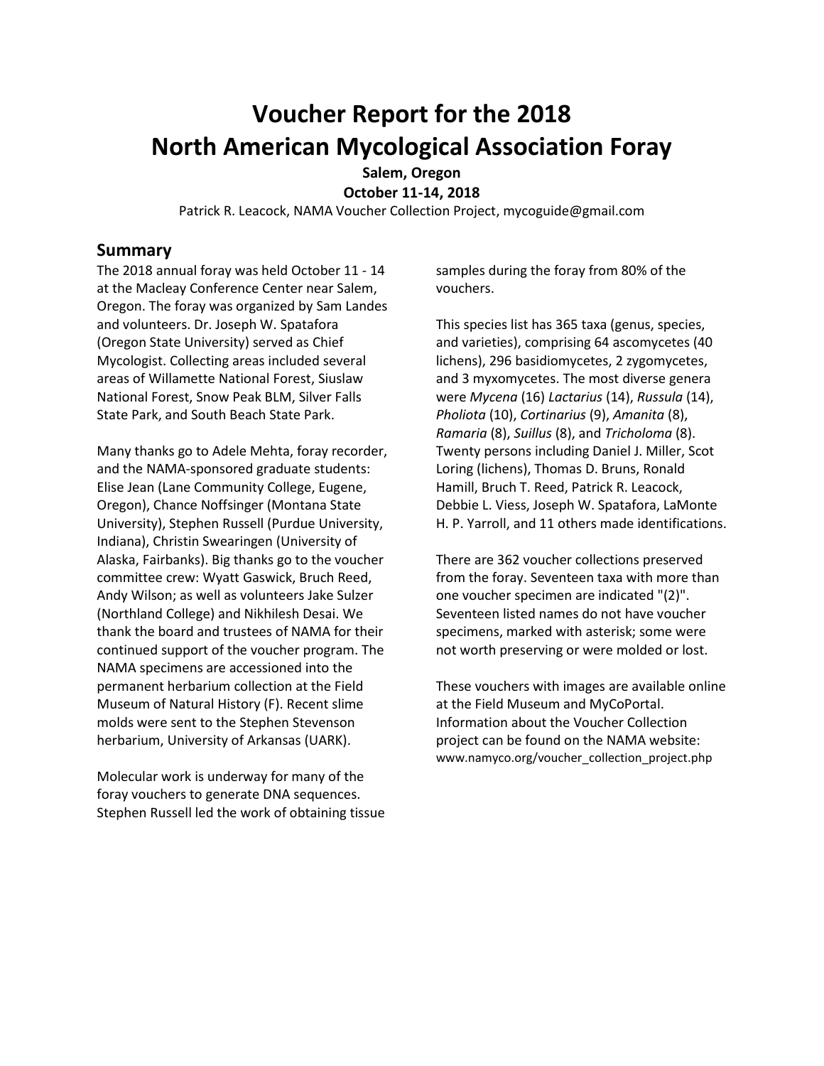# Voucher Report for the 2018 North American Mycological Association Foray

**Salem, Oregon**

**October 11-14, 2018**

Patrick R. Leacock, NAMA Voucher Collection Project, mycoguide@gmail.com

## Summary

The 2018 annual foray was held October 11 - 14 at the Macleay Conference Center near Salem, Oregon. The foray was organized by Sam Landes and volunteers. Dr. Joseph W. Spatafora (Oregon State University) served as Chief Mycologist. Collecting areas included several areas of Willamette National Forest, Siuslaw National Forest, Snow Peak BLM, Silver Falls State Park, and South Beach State Park.

Many thanks go to Adele Mehta, foray recorder, and the NAMA-sponsored graduate students: Elise Jean (Lane Community College, Eugene, Oregon), Chance Noffsinger (Montana State University), Stephen Russell (Purdue University, Indiana), Christin Swearingen (University of Alaska, Fairbanks). Big thanks go to the voucher committee crew: Wyatt Gaswick, Bruch Reed, Andy Wilson; as well as volunteers Jake Sulzer (Northland College) and Nikhilesh Desai. We thank the board and trustees of NAMA for their continued support of the voucher program. The NAMA specimens are accessioned into the permanent herbarium collection at the Field Museum of Natural History (F). Recent slime molds were sent to the Stephen Stevenson herbarium, University of Arkansas (UARK).

Molecular work is underway for many of the foray vouchers to generate DNA sequences. Stephen Russell led the work of obtaining tissue samples during the foray from 80% of the vouchers.

This species list has 365 taxa (genus, species, and varieties), comprising 64 ascomycetes (40 lichens), 296 basidiomycetes, 2 zygomycetes, and 3 myxomycetes. The most diverse genera were *Mycena* (16) *Lactarius* (14), *Russula* (14), *Pholiota* (10), *Cortinarius* (9), *Amanita* (8), *Ramaria* (8), *Suillus* (8), and *Tricholoma* (8). Twenty persons including Daniel J. Miller, Scot Loring (lichens), Thomas D. Bruns, Ronald Hamill, Bruch T. Reed, Patrick R. Leacock, Debbie L. Viess, Joseph W. Spatafora, LaMonte H. P. Yarroll, and 11 others made identifications.

There are 362 voucher collections preserved from the foray. Seventeen taxa with more than one voucher specimen are indicated "(2)". Seventeen listed names do not have voucher specimens, marked with asterisk; some were not worth preserving or were molded or lost.

These vouchers with images are available online at the Field Museum and MyCoPortal. Information about the Voucher Collection project can be found on the NAMA website: www.namyco.org/voucher_collection_project.php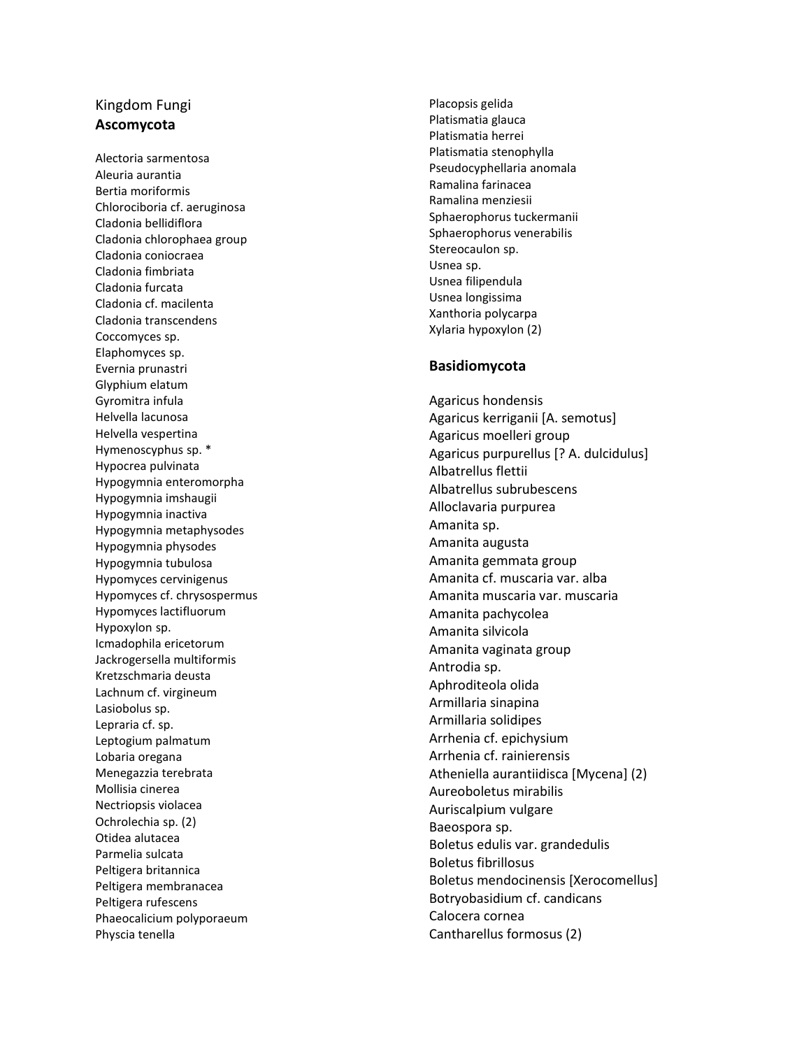Kingdom Fungi

## Ascomycota

Alectoria sarmentosa
Aleuria aurantia
Bertia moriformis
Chlorociboria cf. aeruginosa
Cladonia bellidiflora
Cladonia chlorophaea group
Cladonia coniocraea
Cladonia fimbriata
Cladonia furcata
Cladonia cf. macilenta
Cladonia transcendens
Coccomyces sp.
Elaphomyces sp.
Evernia prunastri
Glyphium elatum
Gyromitra infula
Helvella lacunosa
Helvella vespertina
Hymenoscyphus sp. *
Hypocrea pulvinata
Hypogymnia enteromorpha
Hypogymnia imshaugii
Hypogymnia inactiva
Hypogymnia metaphysodes
Hypogymnia physodes
Hypogymnia tubulosa
Hypomyces cervinigenus
Hypomyces cf. chrysospermus
Hypomyces lactifluorum
Hypoxylon sp.
Icmadophila ericetorum
Jackrogersella multiformis
Kretzschmaria deusta
Lachnum cf. virgineum
Lasiobolus sp.
Lepraria cf. sp.
Leptogium palmatum
Lobaria oregana
Menegazzia terebrata
Mollisia cinerea
Nectriopsis violacea
Ochrolechia sp. (2)
Otidea alutacea
Parmelia sulcata
Peltigera britannica
Peltigera membranacea
Peltigera rufescens
Phaeocalicium polyporaeum
Physcia tenella
Placopsis gelida
Platismatia glauca
Platismatia herrei
Platismatia stenophylla
Pseudocyphellaria anomala
Ramalina farinacea
Ramalina menziesii
Sphaerophorus tuckermanii
Sphaerophorus venerabilis
Stereocaulon sp.
Usnea sp.
Usnea filipendula
Usnea longissima
Xanthoria polycarpa
Xylaria hypoxylon (2)

## Basidiomycota

Agaricus hondensis
Agaricus kerriganii [A. semotus]
Agaricus moelleri group
Agaricus purpurellus [? A. dulcidulus]
Albatrellus flettii
Albatrellus subrubescens
Alloclavaria purpurea
Amanita sp.
Amanita augusta
Amanita gemmata group
Amanita cf. muscaria var. alba
Amanita muscaria var. muscaria
Amanita pachycolea
Amanita silvicola
Amanita vaginata group
Antrodia sp.
Aphroditeola olida
Armillaria sinapina
Armillaria solidipes
Arrhenia cf. epichysium
Arrhenia cf. rainierensis
Atheniella aurantiidisca [Mycena] (2)
Aureoboletus mirabilis
Auriscalpium vulgare
Baeospora sp.
Boletus edulis var. grandedulis
Boletus fibrillosus
Boletus mendocinensis [Xerocomellus]
Botryobasidium cf. candicans
Calocera cornea
Cantharellus formosus (2)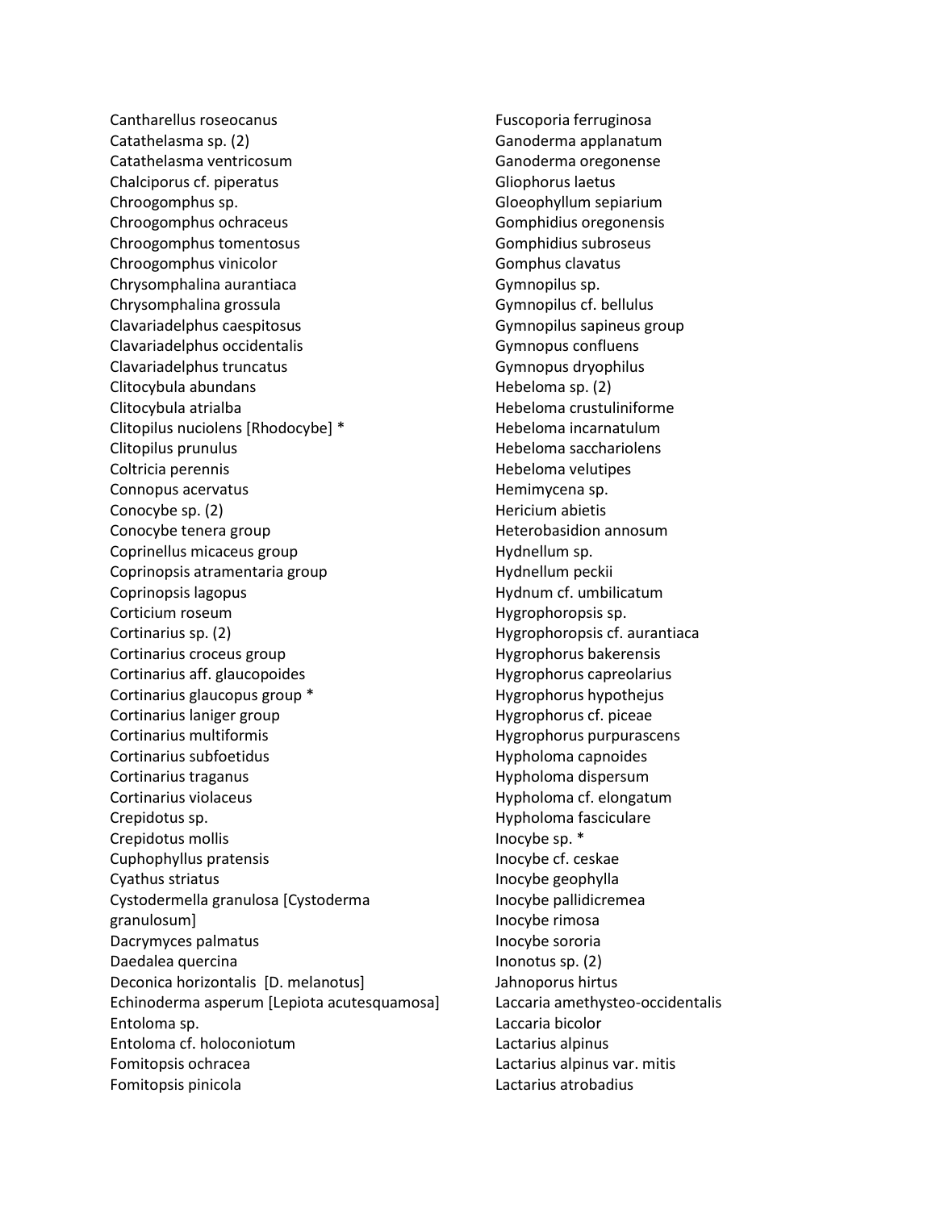Cantharellus roseocanus
Catathelasma sp. (2)
Catathelasma ventricosum
Chalciporus cf. piperatus
Chroogomphus sp.
Chroogomphus ochraceus
Chroogomphus tomentosus
Chroogomphus vinicolor
Chrysomphalina aurantiaca
Chrysomphalina grossula
Clavariadelphus caespitosus
Clavariadelphus occidentalis
Clavariadelphus truncatus
Clitocybula abundans
Clitocybula atrialba
Clitopilus nuciolens [Rhodocybe] *
Clitopilus prunulus
Coltricia perennis
Connopus acervatus
Conocybe sp. (2)
Conocybe tenera group
Coprinellus micaceus group
Coprinopsis atramentaria group
Coprinopsis lagopus
Corticium roseum
Cortinarius sp. (2)
Cortinarius croceus group
Cortinarius aff. glaucopoides
Cortinarius glaucopus group *
Cortinarius laniger group
Cortinarius multiformis
Cortinarius subfoetidus
Cortinarius traganus
Cortinarius violaceus
Crepidotus sp.
Crepidotus mollis
Cuphophyllus pratensis
Cyathus striatus
Cystodermella granulosa [Cystoderma granulosum]
Dacrymyces palmatus
Daedalea quercina
Deconica horizontalis [D. melanotus]
Echinoderma asperum [Lepiota acutesquamosa]
Entoloma sp.
Entoloma cf. holoconiotum
Fomitopsis ochracea
Fomitopsis pinicola
Fuscoporia ferruginosa
Ganoderma applanatum
Ganoderma oregonense
Gliophorus laetus
Gloeophyllum sepiarium
Gomphidius oregonensis
Gomphidius subroseus
Gomphus clavatus
Gymnopilus sp.
Gymnopilus cf. bellulus
Gymnopilus sapineus group
Gymnopus confluens
Gymnopus dryophilus
Hebeloma sp. (2)
Hebeloma crustuliniforme
Hebeloma incarnatulum
Hebeloma sacchariolens
Hebeloma velutipes
Hemimycena sp.
Hericium abietis
Heterobasidion annosum
Hydnellum sp.
Hydnellum peckii
Hydnum cf. umbilicatum
Hygrophoropsis sp.
Hygrophoropsis cf. aurantiaca
Hygrophorus bakerensis
Hygrophorus capreolarius
Hygrophorus hypothejus
Hygrophorus cf. piceae
Hygrophorus purpurascens
Hypholoma capnoides
Hypholoma dispersum
Hypholoma cf. elongatum
Hypholoma fasciculare
Inocybe sp. *
Inocybe cf. ceskae
Inocybe geophylla
Inocybe pallidicremea
Inocybe rimosa
Inocybe sororia
Inonotus sp. (2)
Jahnoporus hirtus
Laccaria amethysteo-occidentalis
Laccaria bicolor
Lactarius alpinus
Lactarius alpinus var. mitis
Lactarius atrobadius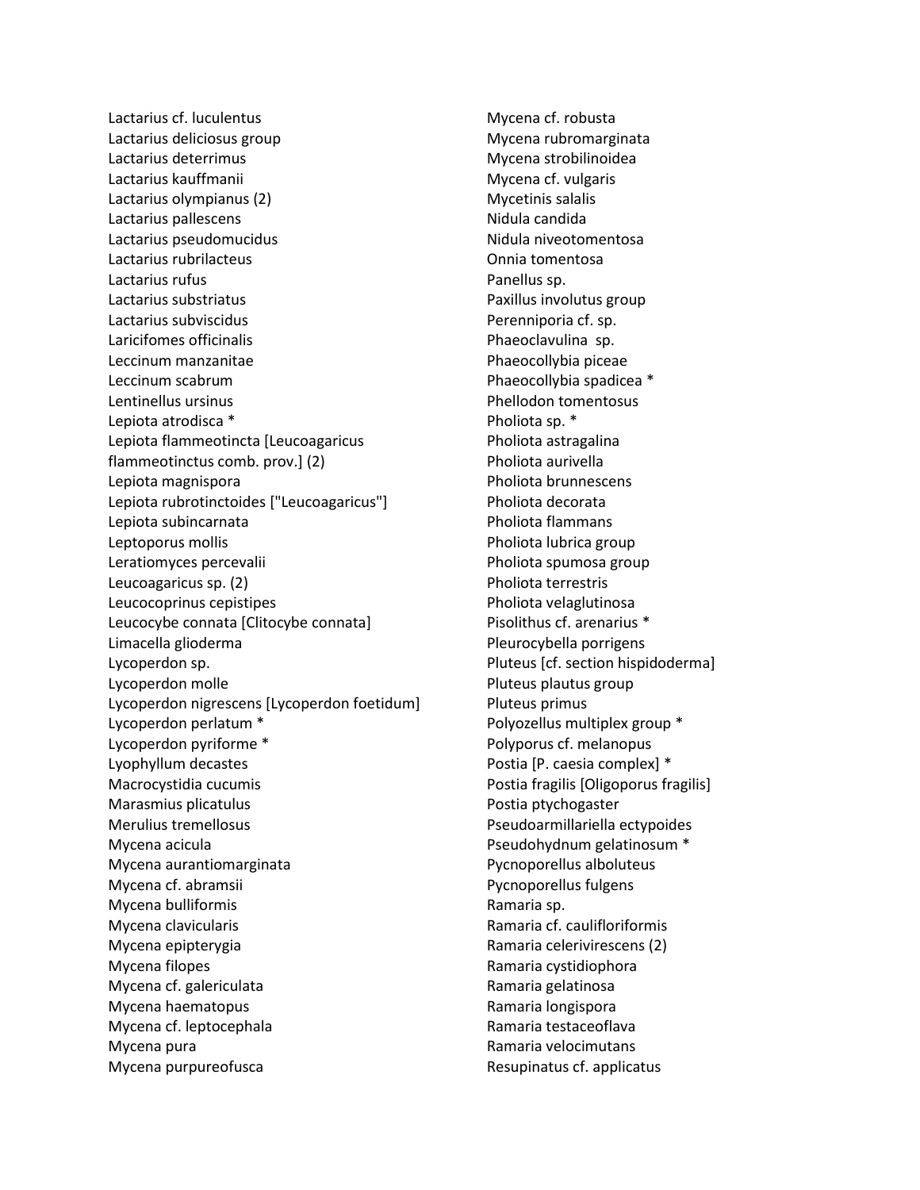Lactarius cf. luculentus
Lactarius deliciosus group
Lactarius deterrimus
Lactarius kauffmanii
Lactarius olympianus (2)
Lactarius pallescens
Lactarius pseudomucidus
Lactarius rubrilacteus
Lactarius rufus
Lactarius substriatus
Lactarius subviscidus
Laricifomes officinalis
Leccinum manzanitae
Leccinum scabrum
Lentinellus ursinus
Lepiota atrodisca *
Lepiota flammeotincta [Leucoagaricus flammeotinctus comb. prov.] (2)
Lepiota magnispora
Lepiota rubrotinctoides ["Leucoagaricus"]
Lepiota subincarnata
Leptoporus mollis
Leratiomyces percevalii
Leucoagaricus sp. (2)
Leucocoprinus cepistipes
Leucocybe connata [Clitocybe connata]
Limacella glioderma
Lycoperdon sp.
Lycoperdon molle
Lycoperdon nigrescens [Lycoperdon foetidum]
Lycoperdon perlatum *
Lycoperdon pyriforme *
Lyophyllum decastes
Macrocystidia cucumis
Marasmius plicatulus
Merulius tremellosus
Mycena acicula
Mycena aurantiomarginata
Mycena cf. abramsii
Mycena bulliformis
Mycena clavicularis
Mycena epipterygia
Mycena filopes
Mycena cf. galericulata
Mycena haematopus
Mycena cf. leptocephala
Mycena pura
Mycena purpureofusca
Mycena cf. robusta
Mycena rubromarginata
Mycena strobilinoidea
Mycena cf. vulgaris
Mycetinis salalis
Nidula candida
Nidula niveotomentosa
Onnia tomentosa
Panellus sp.
Paxillus involutus group
Perenniporia cf. sp.
Phaeoclavulina sp.
Phaeocollybia piceae
Phaeocollybia spadicea *
Phellodon tomentosus
Pholiota sp. *
Pholiota astragalina
Pholiota aurivella
Pholiota brunnescens
Pholiota decorata
Pholiota flammans
Pholiota lubrica group
Pholiota spumosa group
Pholiota terrestris
Pholiota velaglutinosa
Pisolithus cf. arenarius *
Pleurocybella porrigens
Pluteus [cf. section hispidoderma]
Pluteus plautus group
Pluteus primus
Polyozellus multiplex group *
Polyporus cf. melanopus
Postia [P. caesia complex] *
Postia fragilis [Oligoporus fragilis]
Postia ptychogaster
Pseudoarmillariella ectypoides
Pseudohydnum gelatinosum *
Pycnoporellus alboluteus
Pycnoporellus fulgens
Ramaria sp.
Ramaria cf. caulifloriformis
Ramaria celerivirescens (2)
Ramaria cystidiophora
Ramaria gelatinosa
Ramaria longispora
Ramaria testaceoflava
Ramaria velocimutans
Resupinatus cf. applicatus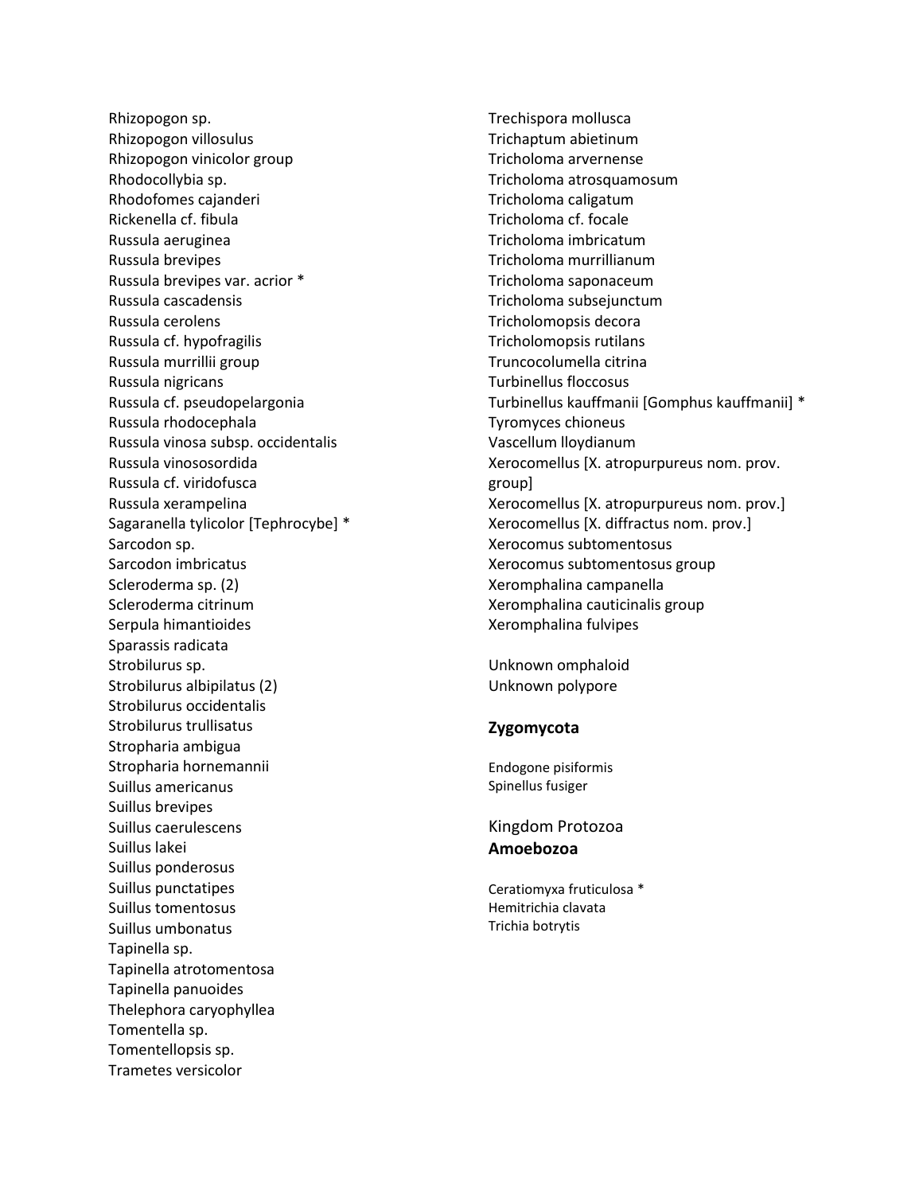Rhizopogon sp.
Rhizopogon villosulus
Rhizopogon vinicolor group
Rhodocollybia sp.
Rhodofomes cajanderi
Rickenella cf. fibula
Russula aeruginea
Russula brevipes
Russula brevipes var. acrior *
Russula cascadensis
Russula cerolens
Russula cf. hypofragilis
Russula murrillii group
Russula nigricans
Russula cf. pseudopelargonia
Russula rhodocephala
Russula vinosa subsp. occidentalis
Russula vinososordida
Russula cf. viridofusca
Russula xerampelina
Sagaranella tylicolor [Tephrocybe] *
Sarcodon sp.
Sarcodon imbricatus
Scleroderma sp. (2)
Scleroderma citrinum
Serpula himantioides
Sparassis radicata
Strobilurus sp.
Strobilurus albipilatus (2)
Strobilurus occidentalis
Strobilurus trullisatus
Stropharia ambigua
Stropharia hornemannii
Suillus americanus
Suillus brevipes
Suillus caerulescens
Suillus lakei
Suillus ponderosus
Suillus punctatipes
Suillus tomentosus
Suillus umbonatus
Tapinella sp.
Tapinella atrotomentosa
Tapinella panuoides
Thelephora caryophyllea
Tomentella sp.
Tomentellopsis sp.
Trametes versicolor
Trechispora mollusca
Trichaptum abietinum
Tricholoma arvernense
Tricholoma atrosquamosum
Tricholoma caligatum
Tricholoma cf. focale
Tricholoma imbricatum
Tricholoma murrillianum
Tricholoma saponaceum
Tricholoma subsejunctum
Tricholomopsis decora
Tricholomopsis rutilans
Truncocolumella citrina
Turbinellus floccosus
Turbinellus kauffmanii [Gomphus kauffmanii] *
Tyromyces chioneus
Vascellum lloydianum
Xerocomellus [X. atropurpureus nom. prov. group]
Xerocomellus [X. atropurpureus nom. prov.]
Xerocomellus [X. diffractus nom. prov.]
Xerocomus subtomentosus
Xerocomus subtomentosus group
Xeromphalina campanella
Xeromphalina cauticinalis group
Xeromphalina fulvipes

Unknown omphaloid
Unknown polypore

**Zygomycota**

Endogone pisiformis
Spinellus fusiger

Kingdom Protozoa
**Amoebozoa**

Ceratiomyxa fruticulosa *
Hemitrichia clavata
Trichia botrytis